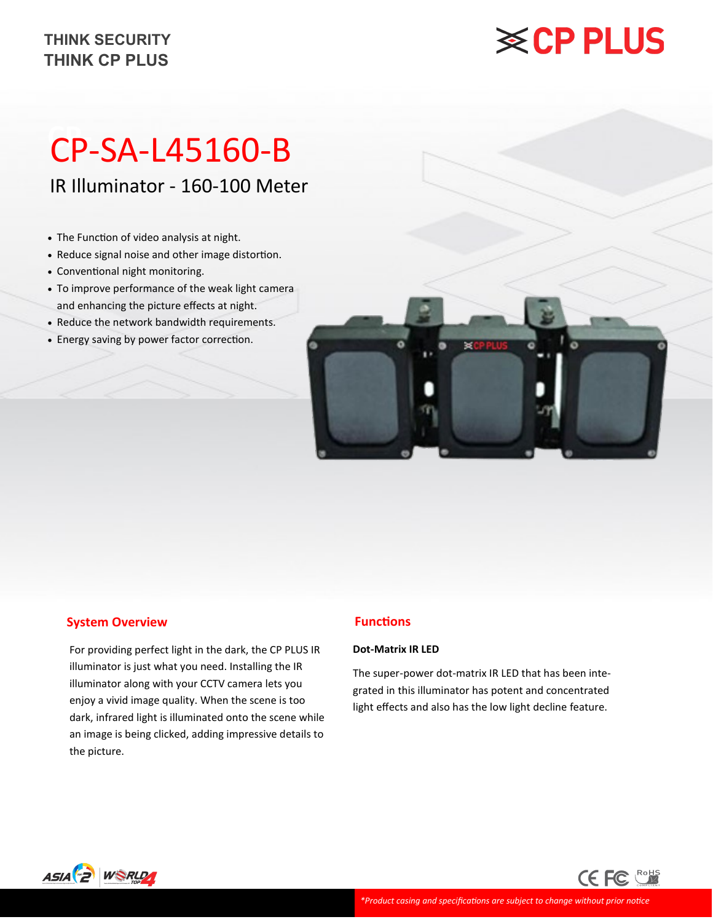THINK SECURITY
THINK CP PLUS

# CP-SA-L45160-B

## IR Illuminator - 160-100 Meter

- The Function of video analysis at night.
- Reduce signal noise and other image distortion.
- Conventional night monitoring.
- To improve performance of the weak light camera and enhancing the picture effects at night.
- Reduce the network bandwidth requirements.
- Energy saving by power factor correction.

## System Overview

For providing perfect light in the dark, the CP PLUS IR illuminator is just what you need. Installing the IR illuminator along with your CCTV camera lets you enjoy a vivid image quality. When the scene is too dark, infrared light is illuminated onto the scene while an image is being clicked, adding impressive details to the picture.

## Functions

**Dot-Matrix IR LED**

The super-power dot-matrix IR LED that has been integrated in this illuminator has potent and concentrated light effects and also has the low light decline feature.

*\*Product casing and specifications are subject to change without prior notice*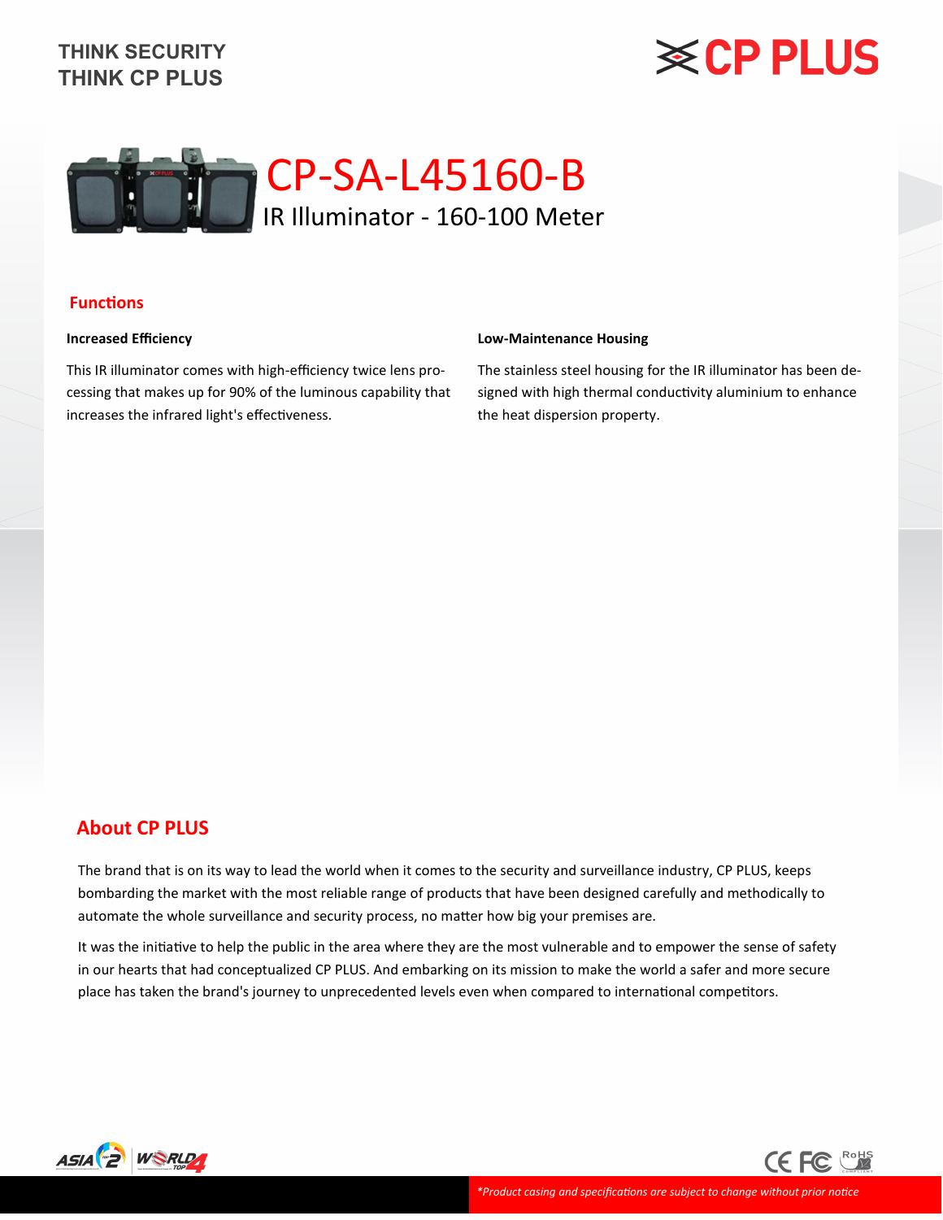THINK SECURITY
THINK CP PLUS

# CP-SA-L45160-B

## IR Illuminator - 160-100 Meter

## Functions

**Increased Efficiency**

This IR illuminator comes with high-efficiency twice lens processing that makes up for 90% of the luminous capability that increases the infrared light's effectiveness.

**Low-Maintenance Housing**

The stainless steel housing for the IR illuminator has been designed with high thermal conductivity aluminium to enhance the heat dispersion property.

## About CP PLUS

The brand that is on its way to lead the world when it comes to the security and surveillance industry, CP PLUS, keeps bombarding the market with the most reliable range of products that have been designed carefully and methodically to automate the whole surveillance and security process, no matter how big your premises are.

It was the initiative to help the public in the area where they are the most vulnerable and to empower the sense of safety in our hearts that had conceptualized CP PLUS. And embarking on its mission to make the world a safer and more secure place has taken the brand's journey to unprecedented levels even when compared to international competitors.

*\*Product casing and specifications are subject to change without prior notice*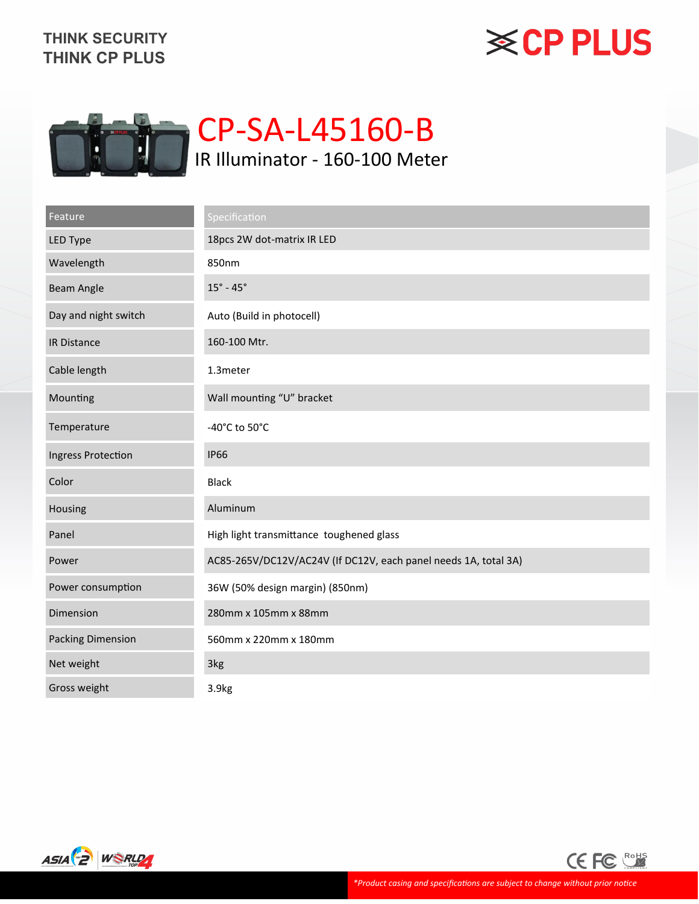THINK SECURITY
THINK CP PLUS

CP PLUS

# CP-SA-L45160-B

## IR Illuminator - 160-100 Meter

| Feature | Specification |
|---|---|
| LED Type | 18pcs 2W dot-matrix IR LED |
| Wavelength | 850nm |
| Beam Angle | 15° - 45° |
| Day and night switch | Auto (Build in photocell) |
| IR Distance | 160-100 Mtr. |
| Cable length | 1.3meter |
| Mounting | Wall mounting “U” bracket |
| Temperature | -40°C to 50°C |
| Ingress Protection | IP66 |
| Color | Black |
| Housing | Aluminum |
| Panel | High light transmittance toughened glass |
| Power | AC85-265V/DC12V/AC24V (If DC12V, each panel needs 1A, total 3A) |
| Power consumption | 36W (50% design margin) (850nm) |
| Dimension | 280mm x 105mm x 88mm |
| Packing Dimension | 560mm x 220mm x 180mm |
| Net weight | 3kg |
| Gross weight | 3.9kg |

*\*Product casing and specifications are subject to change without prior notice*